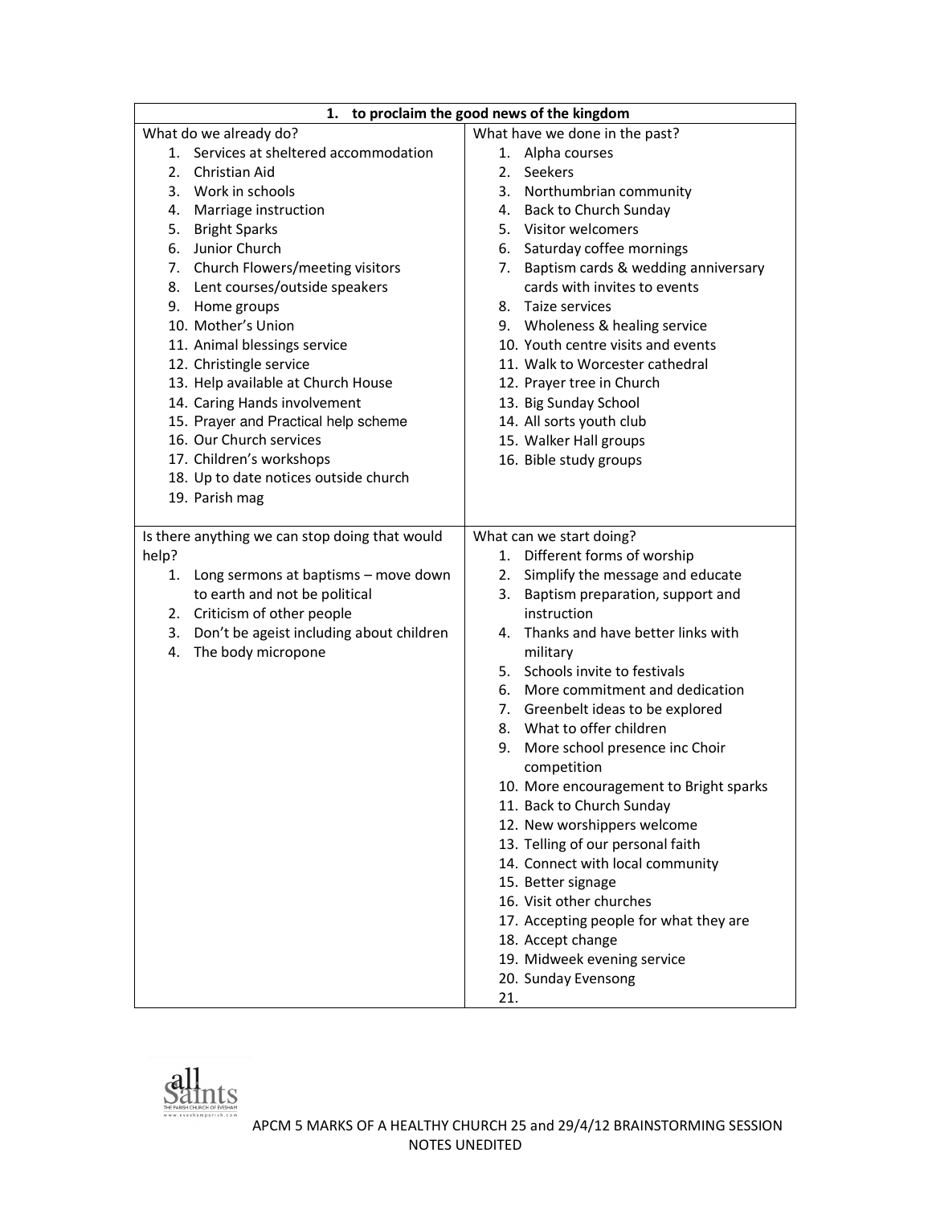| 1. to proclaim the good news of the kingdom | |
|---|---|
| What do we already do?<br>1. Services at sheltered accommodation<br>2. Christian Aid<br>3. Work in schools<br>4. Marriage instruction<br>5. Bright Sparks<br>6. Junior Church<br>7. Church Flowers/meeting visitors<br>8. Lent courses/outside speakers<br>9. Home groups<br>10. Mother's Union<br>11. Animal blessings service<br>12. Christingle service<br>13. Help available at Church House<br>14. Caring Hands involvement<br>15. Prayer and Practical help scheme<br>16. Our Church services<br>17. Children's workshops<br>18. Up to date notices outside church<br>19. Parish mag | What have we done in the past?<br>1. Alpha courses<br>2. Seekers<br>3. Northumbrian community<br>4. Back to Church Sunday<br>5. Visitor welcomers<br>6. Saturday coffee mornings<br>7. Baptism cards & wedding anniversary cards with invites to events<br>8. Taize services<br>9. Wholeness & healing service<br>10. Youth centre visits and events<br>11. Walk to Worcester cathedral<br>12. Prayer tree in Church<br>13. Big Sunday School<br>14. All sorts youth club<br>15. Walker Hall groups<br>16. Bible study groups |
| Is there anything we can stop doing that would help?<br>1. Long sermons at baptisms – move down to earth and not be political<br>2. Criticism of other people<br>3. Don't be ageist including about children<br>4. The body micropone | What can we start doing?<br>1. Different forms of worship<br>2. Simplify the message and educate<br>3. Baptism preparation, support and instruction<br>4. Thanks and have better links with military<br>5. Schools invite to festivals<br>6. More commitment and dedication<br>7. Greenbelt ideas to be explored<br>8. What to offer children<br>9. More school presence inc Choir competition<br>10. More encouragement to Bright sparks<br>11. Back to Church Sunday<br>12. New worshippers welcome<br>13. Telling of our personal faith<br>14. Connect with local community<br>15. Better signage<br>16. Visit other churches<br>17. Accepting people for what they are<br>18. Accept change<br>19. Midweek evening service<br>20. Sunday Evensong<br>21. |

APCM 5 MARKS OF A HEALTHY CHURCH 25 and 29/4/12 BRAINSTORMING SESSION NOTES UNEDITED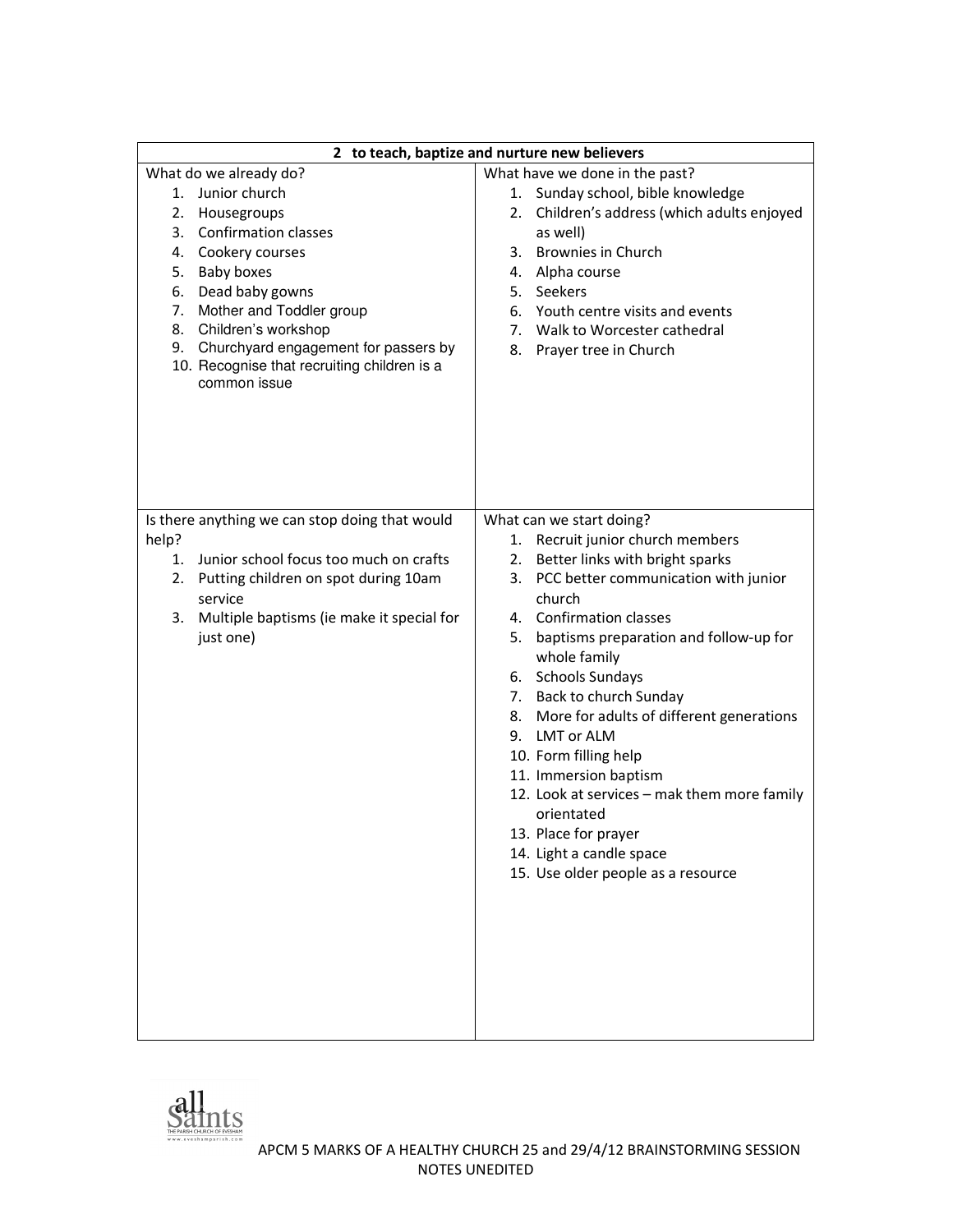| 2 to teach, baptize and nurture new believers | |
|---|---|
| What do we already do?<br>1. Junior church<br>2. Housegroups<br>3. Confirmation classes<br>4. Cookery courses<br>5. Baby boxes<br>6. Dead baby gowns<br>7. Mother and Toddler group<br>8. Children's workshop<br>9. Churchyard engagement for passers by<br>10. Recognise that recruiting children is a common issue | What have we done in the past?<br>1. Sunday school, bible knowledge<br>2. Children's address (which adults enjoyed as well)<br>3. Brownies in Church<br>4. Alpha course<br>5. Seekers<br>6. Youth centre visits and events<br>7. Walk to Worcester cathedral<br>8. Prayer tree in Church |
| Is there anything we can stop doing that would help?<br>1. Junior school focus too much on crafts<br>2. Putting children on spot during 10am service<br>3. Multiple baptisms (ie make it special for just one) | What can we start doing?<br>1. Recruit junior church members<br>2. Better links with bright sparks<br>3. PCC better communication with junior church<br>4. Confirmation classes<br>5. baptisms preparation and follow-up for whole family<br>6. Schools Sundays<br>7. Back to church Sunday<br>8. More for adults of different generations<br>9. LMT or ALM<br>10. Form filling help<br>11. Immersion baptism<br>12. Look at services – mak them more family orientated<br>13. Place for prayer<br>14. Light a candle space<br>15. Use older people as a resource |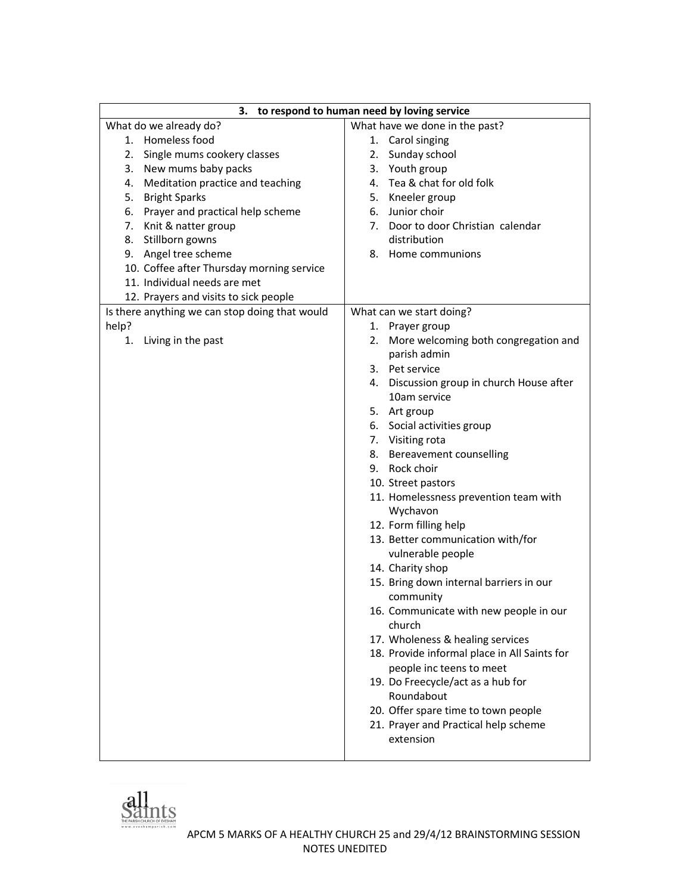## 3. to respond to human need by loving service

| What do we already do? | What have we done in the past? |
|---|---|
| 1. Homeless food<br>2. Single mums cookery classes<br>3. New mums baby packs<br>4. Meditation practice and teaching<br>5. Bright Sparks<br>6. Prayer and practical help scheme<br>7. Knit & natter group<br>8. Stillborn gowns<br>9. Angel tree scheme<br>10. Coffee after Thursday morning service<br>11. Individual needs are met<br>12. Prayers and visits to sick people | 1. Carol singing<br>2. Sunday school<br>3. Youth group<br>4. Tea & chat for old folk<br>5. Kneeler group<br>6. Junior choir<br>7. Door to door Christian calendar distribution<br>8. Home communions |
| **Is there anything we can stop doing that would help?** | **What can we start doing?** |
| 1. Living in the past | 1. Prayer group<br>2. More welcoming both congregation and parish admin<br>3. Pet service<br>4. Discussion group in church House after 10am service<br>5. Art group<br>6. Social activities group<br>7. Visiting rota<br>8. Bereavement counselling<br>9. Rock choir<br>10. Street pastors<br>11. Homelessness prevention team with Wychavon<br>12. Form filling help<br>13. Better communication with/for vulnerable people<br>14. Charity shop<br>15. Bring down internal barriers in our community<br>16. Communicate with new people in our church<br>17. Wholeness & healing services<br>18. Provide informal place in All Saints for people inc teens to meet<br>19. Do Freecycle/act as a hub for Roundabout<br>20. Offer spare time to town people<br>21. Prayer and Practical help scheme extension |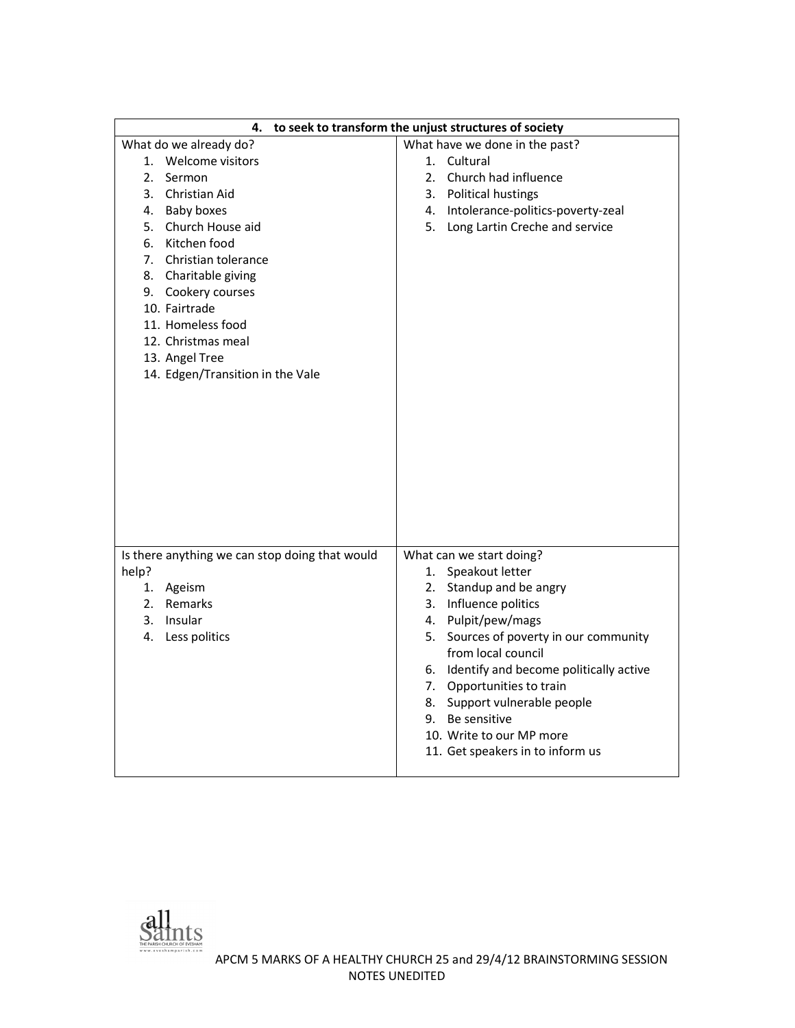| 4. to seek to transform the unjust structures of society | |
|---|---|
| What do we already do?<br>1. Welcome visitors<br>2. Sermon<br>3. Christian Aid<br>4. Baby boxes<br>5. Church House aid<br>6. Kitchen food<br>7. Christian tolerance<br>8. Charitable giving<br>9. Cookery courses<br>10. Fairtrade<br>11. Homeless food<br>12. Christmas meal<br>13. Angel Tree<br>14. Edgen/Transition in the Vale | What have we done in the past?<br>1. Cultural<br>2. Church had influence<br>3. Political hustings<br>4. Intolerance-politics-poverty-zeal<br>5. Long Lartin Creche and service |
| Is there anything we can stop doing that would help?<br>1. Ageism<br>2. Remarks<br>3. Insular<br>4. Less politics | What can we start doing?<br>1. Speakout letter<br>2. Standup and be angry<br>3. Influence politics<br>4. Pulpit/pew/mags<br>5. Sources of poverty in our community from local council<br>6. Identify and become politically active<br>7. Opportunities to train<br>8. Support vulnerable people<br>9. Be sensitive<br>10. Write to our MP more<br>11. Get speakers in to inform us |

APCM 5 MARKS OF A HEALTHY CHURCH 25 and 29/4/12 BRAINSTORMING SESSION NOTES UNEDITED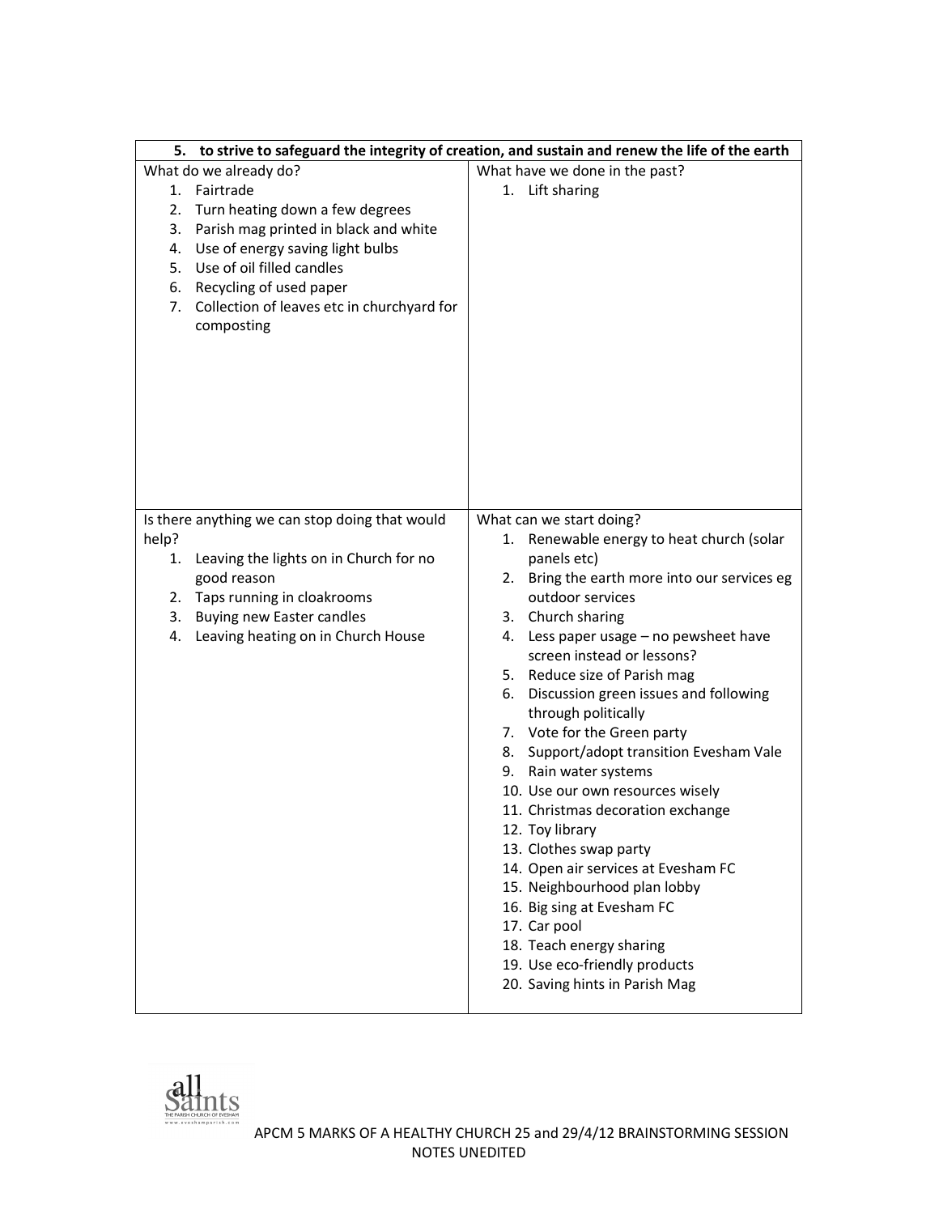| 5. to strive to safeguard the integrity of creation, and sustain and renew the life of the earth | |
|---|---|
| What do we already do?<br>1. Fairtrade<br>2. Turn heating down a few degrees<br>3. Parish mag printed in black and white<br>4. Use of energy saving light bulbs<br>5. Use of oil filled candles<br>6. Recycling of used paper<br>7. Collection of leaves etc in churchyard for composting | What have we done in the past?<br>1. Lift sharing |
| Is there anything we can stop doing that would help?<br>1. Leaving the lights on in Church for no good reason<br>2. Taps running in cloakrooms<br>3. Buying new Easter candles<br>4. Leaving heating on in Church House | What can we start doing?<br>1. Renewable energy to heat church (solar panels etc)<br>2. Bring the earth more into our services eg outdoor services<br>3. Church sharing<br>4. Less paper usage – no pewsheet have screen instead or lessons?<br>5. Reduce size of Parish mag<br>6. Discussion green issues and following through politically<br>7. Vote for the Green party<br>8. Support/adopt transition Evesham Vale<br>9. Rain water systems<br>10. Use our own resources wisely<br>11. Christmas decoration exchange<br>12. Toy library<br>13. Clothes swap party<br>14. Open air services at Evesham FC<br>15. Neighbourhood plan lobby<br>16. Big sing at Evesham FC<br>17. Car pool<br>18. Teach energy sharing<br>19. Use eco-friendly products<br>20. Saving hints in Parish Mag |